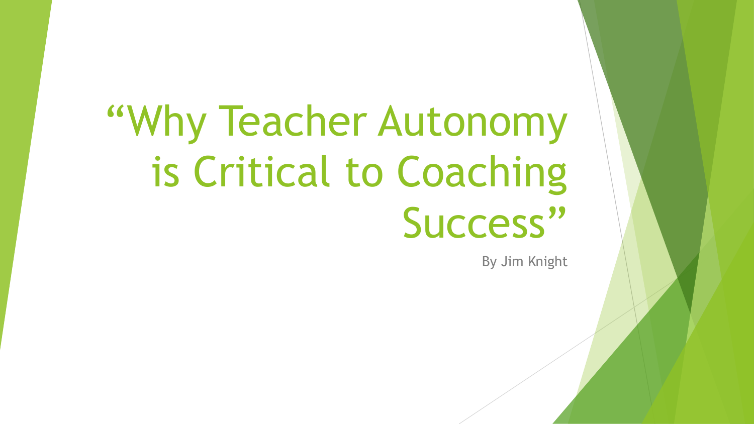# “Why Teacher Autonomy is Critical to Coaching Success”

By Jim Knight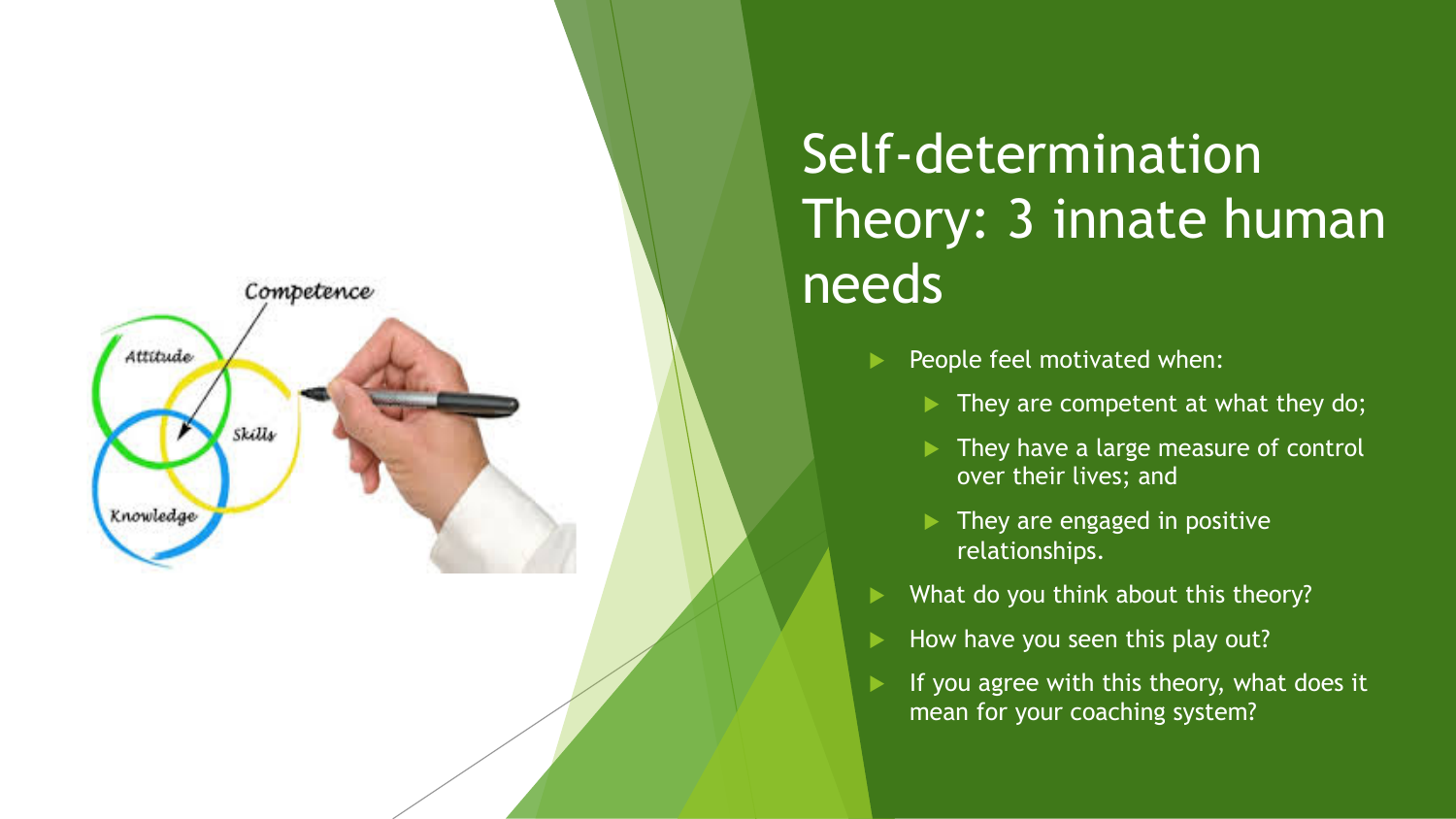# Self-determination Theory: 3 innate human needs

- People feel motivated when:
  - They are competent at what they do;
  - They have a large measure of control over their lives; and
  - They are engaged in positive relationships.
- What do you think about this theory?
- How have you seen this play out?
- If you agree with this theory, what does it mean for your coaching system?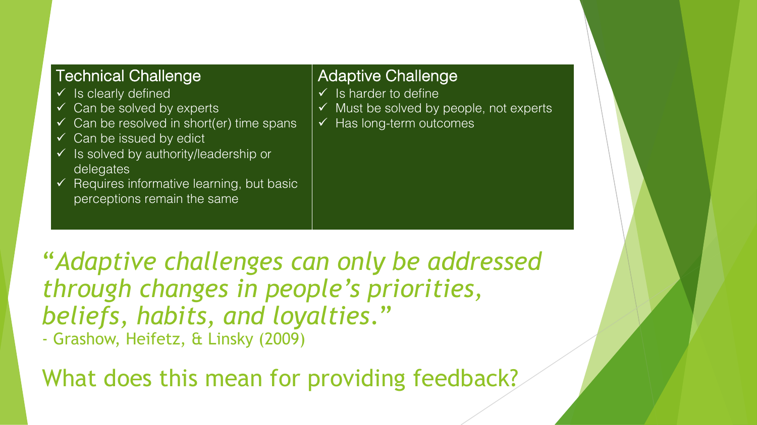| Technical Challenge | Adaptive Challenge |
| --- | --- |
| ✓ Is clearly defined<br>✓ Can be solved by experts<br>✓ Can be resolved in short(er) time spans<br>✓ Can be issued by edict<br>✓ Is solved by authority/leadership or delegates<br>✓ Requires informative learning, but basic perceptions remain the same | ✓ Is harder to define<br>✓ Must be solved by people, not experts<br>✓ Has long-term outcomes |

*"Adaptive challenges can only be addressed through changes in people's priorities, beliefs, habits, and loyalties."*
- Grashow, Heifetz, & Linsky (2009)

What does this mean for providing feedback?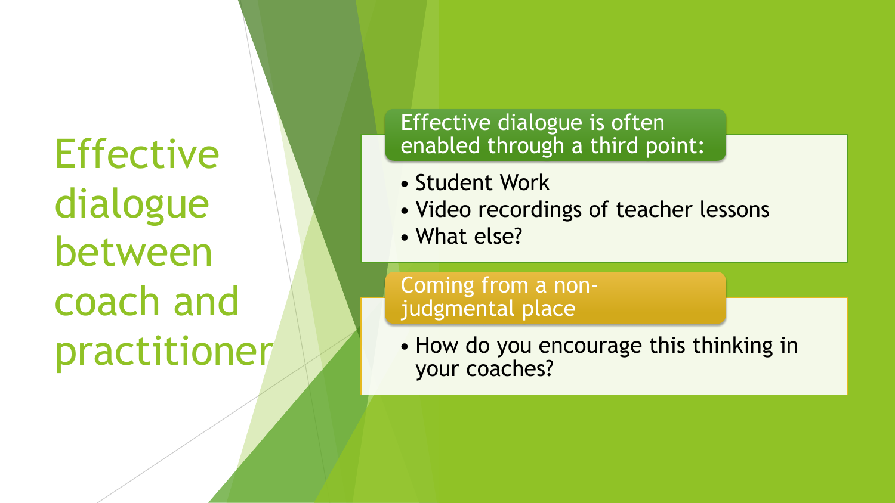# Effective dialogue between coach and practitioner

## Effective dialogue is often enabled through a third point:

- Student Work
- Video recordings of teacher lessons
- What else?

## Coming from a non-judgmental place

- How do you encourage this thinking in your coaches?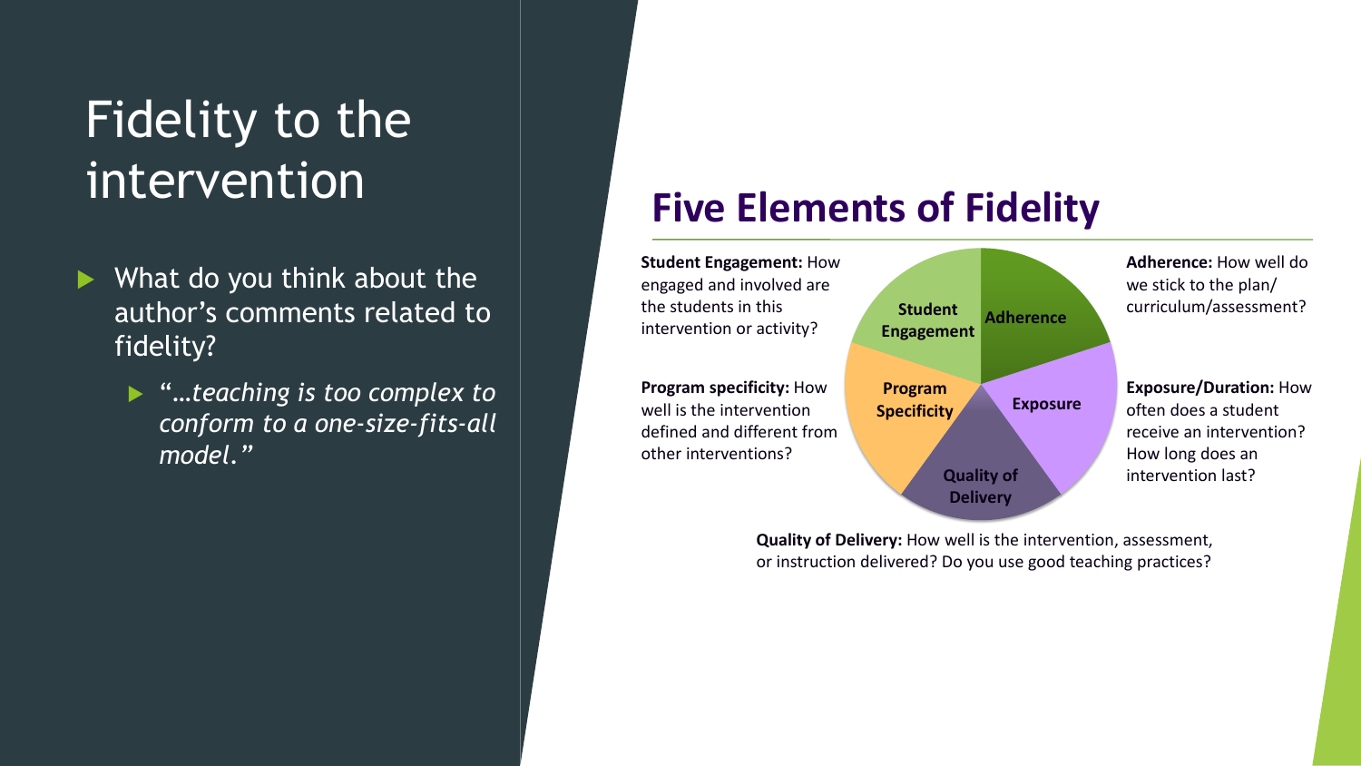# Fidelity to the intervention

- What do you think about the author's comments related to fidelity?
  - *"…teaching is too complex to conform to a one-size-fits-all model."*

## Five Elements of Fidelity

**Student Engagement:** How engaged and involved are the students in this intervention or activity?

**Adherence:** How well do we stick to the plan/ curriculum/assessment?

**Program specificity:** How well is the intervention defined and different from other interventions?

**Exposure/Duration:** How often does a student receive an intervention? How long does an intervention last?

Student Engagement | Adherence | Exposure | Quality of Delivery | Program Specificity

**Quality of Delivery:** How well is the intervention, assessment, or instruction delivered? Do you use good teaching practices?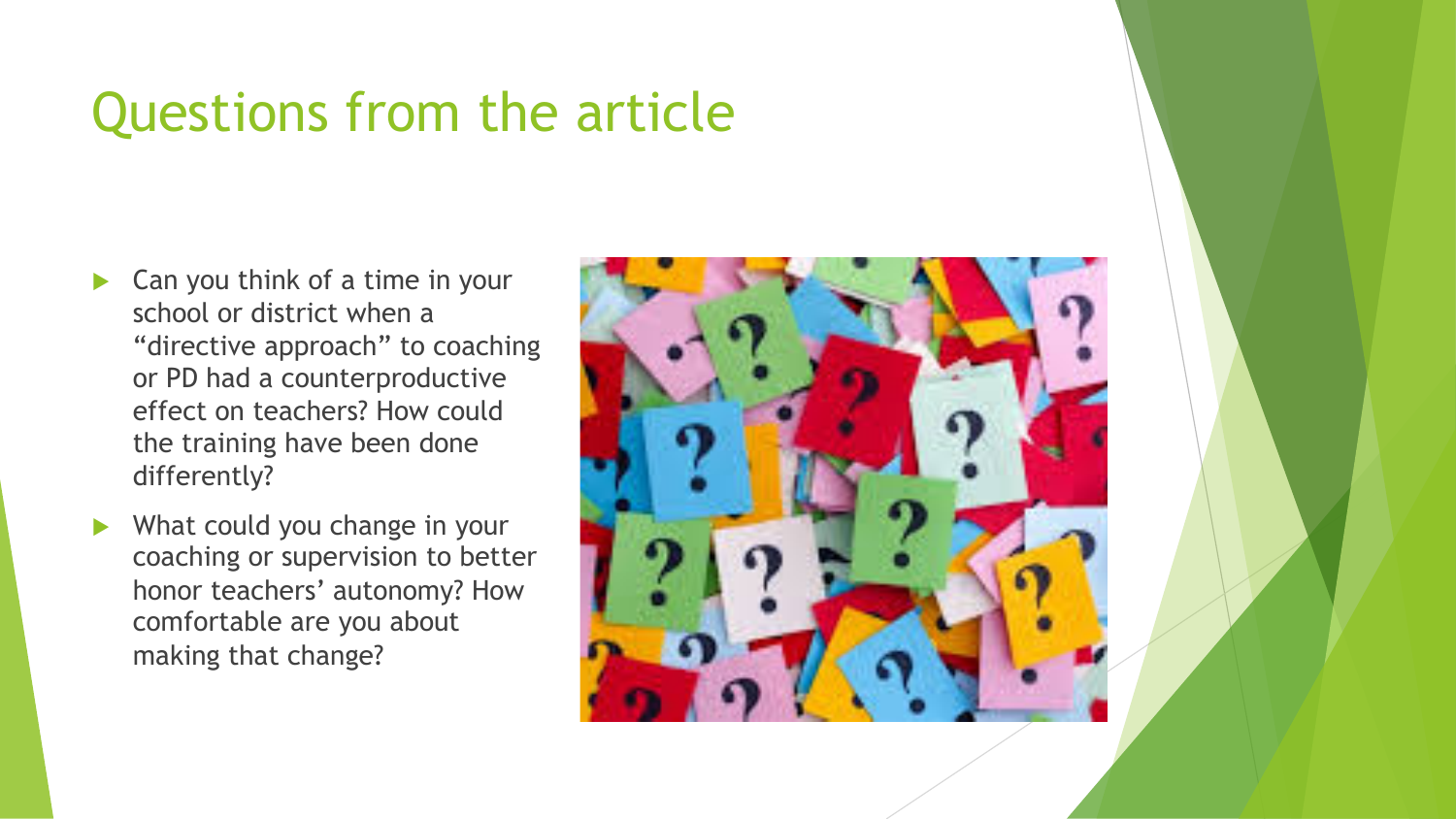# Questions from the article

- Can you think of a time in your school or district when a "directive approach" to coaching or PD had a counterproductive effect on teachers? How could the training have been done differently?
- What could you change in your coaching or supervision to better honor teachers' autonomy? How comfortable are you about making that change?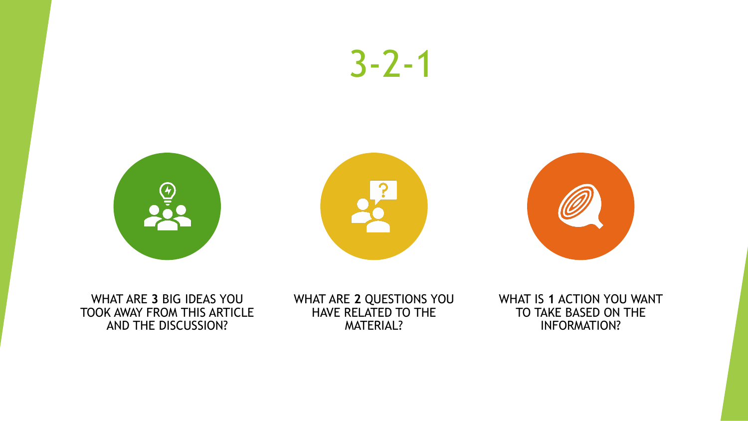# 3-2-1

WHAT ARE **3** BIG IDEAS YOU TOOK AWAY FROM THIS ARTICLE AND THE DISCUSSION?

WHAT ARE **2** QUESTIONS YOU HAVE RELATED TO THE MATERIAL?

WHAT IS **1** ACTION YOU WANT TO TAKE BASED ON THE INFORMATION?